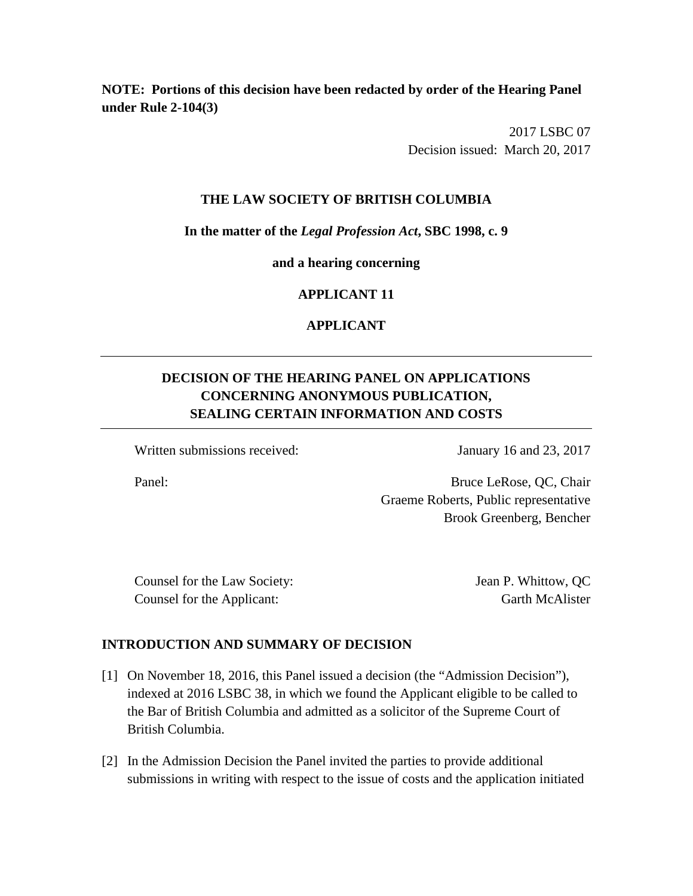**NOTE: Portions of this decision have been redacted by order of the Hearing Panel under Rule 2-104(3)**

2017 LSBC 07
Decision issued: March 20, 2017

**THE LAW SOCIETY OF BRITISH COLUMBIA**

**In the matter of the *Legal Profession Act*, SBC 1998, c. 9**

**and a hearing concerning**

**APPLICANT 11**

**APPLICANT**

---

## DECISION OF THE HEARING PANEL ON APPLICATIONS CONCERNING ANONYMOUS PUBLICATION, SEALING CERTAIN INFORMATION AND COSTS

---

Written submissions received: January 16 and 23, 2017

Panel: Bruce LeRose, QC, Chair
Graeme Roberts, Public representative
Brook Greenberg, Bencher

Counsel for the Law Society: Jean P. Whittow, QC
Counsel for the Applicant: Garth McAlister

### INTRODUCTION AND SUMMARY OF DECISION

[1] On November 18, 2016, this Panel issued a decision (the "Admission Decision"), indexed at 2016 LSBC 38, in which we found the Applicant eligible to be called to the Bar of British Columbia and admitted as a solicitor of the Supreme Court of British Columbia.

[2] In the Admission Decision the Panel invited the parties to provide additional submissions in writing with respect to the issue of costs and the application initiated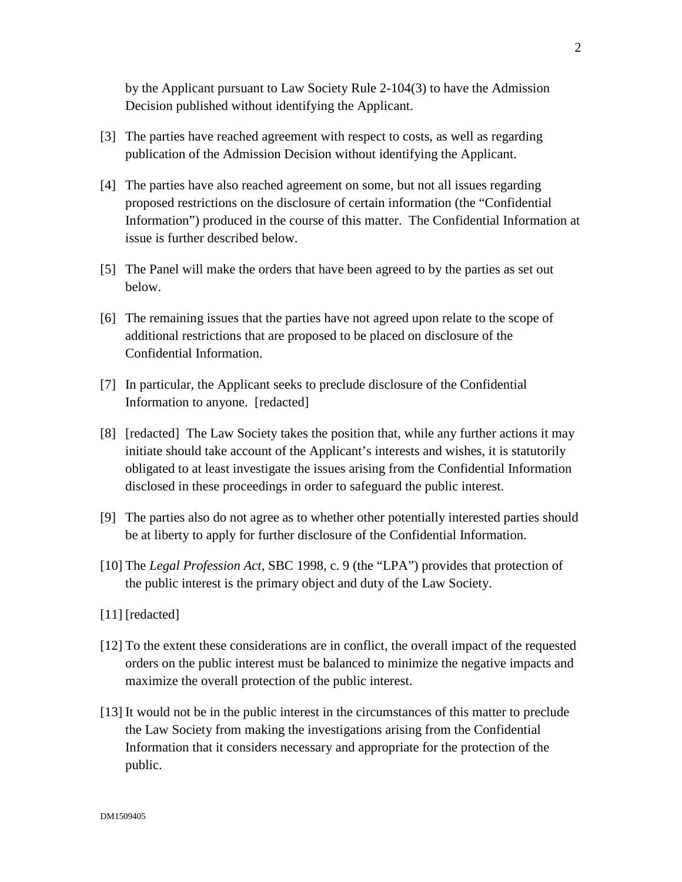by the Applicant pursuant to Law Society Rule 2-104(3) to have the Admission Decision published without identifying the Applicant.

[3] The parties have reached agreement with respect to costs, as well as regarding publication of the Admission Decision without identifying the Applicant.

[4] The parties have also reached agreement on some, but not all issues regarding proposed restrictions on the disclosure of certain information (the "Confidential Information") produced in the course of this matter. The Confidential Information at issue is further described below.

[5] The Panel will make the orders that have been agreed to by the parties as set out below.

[6] The remaining issues that the parties have not agreed upon relate to the scope of additional restrictions that are proposed to be placed on disclosure of the Confidential Information.

[7] In particular, the Applicant seeks to preclude disclosure of the Confidential Information to anyone. [redacted]

[8] [redacted] The Law Society takes the position that, while any further actions it may initiate should take account of the Applicant's interests and wishes, it is statutorily obligated to at least investigate the issues arising from the Confidential Information disclosed in these proceedings in order to safeguard the public interest.

[9] The parties also do not agree as to whether other potentially interested parties should be at liberty to apply for further disclosure of the Confidential Information.

[10] The *Legal Profession Act*, SBC 1998, c. 9 (the "LPA") provides that protection of the public interest is the primary object and duty of the Law Society.

[11] [redacted]

[12] To the extent these considerations are in conflict, the overall impact of the requested orders on the public interest must be balanced to minimize the negative impacts and maximize the overall protection of the public interest.

[13] It would not be in the public interest in the circumstances of this matter to preclude the Law Society from making the investigations arising from the Confidential Information that it considers necessary and appropriate for the protection of the public.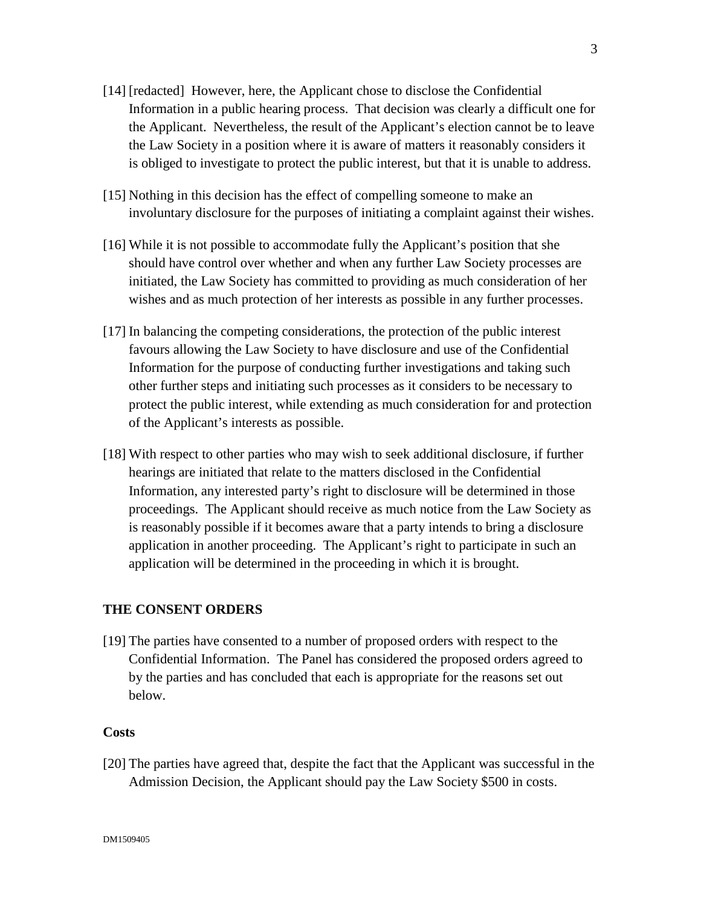[14] [redacted] However, here, the Applicant chose to disclose the Confidential Information in a public hearing process. That decision was clearly a difficult one for the Applicant. Nevertheless, the result of the Applicant's election cannot be to leave the Law Society in a position where it is aware of matters it reasonably considers it is obliged to investigate to protect the public interest, but that it is unable to address.

[15] Nothing in this decision has the effect of compelling someone to make an involuntary disclosure for the purposes of initiating a complaint against their wishes.

[16] While it is not possible to accommodate fully the Applicant's position that she should have control over whether and when any further Law Society processes are initiated, the Law Society has committed to providing as much consideration of her wishes and as much protection of her interests as possible in any further processes.

[17] In balancing the competing considerations, the protection of the public interest favours allowing the Law Society to have disclosure and use of the Confidential Information for the purpose of conducting further investigations and taking such other further steps and initiating such processes as it considers to be necessary to protect the public interest, while extending as much consideration for and protection of the Applicant's interests as possible.

[18] With respect to other parties who may wish to seek additional disclosure, if further hearings are initiated that relate to the matters disclosed in the Confidential Information, any interested party's right to disclosure will be determined in those proceedings. The Applicant should receive as much notice from the Law Society as is reasonably possible if it becomes aware that a party intends to bring a disclosure application in another proceeding. The Applicant's right to participate in such an application will be determined in the proceeding in which it is brought.

## THE CONSENT ORDERS

[19] The parties have consented to a number of proposed orders with respect to the Confidential Information. The Panel has considered the proposed orders agreed to by the parties and has concluded that each is appropriate for the reasons set out below.

### Costs

[20] The parties have agreed that, despite the fact that the Applicant was successful in the Admission Decision, the Applicant should pay the Law Society $500 in costs.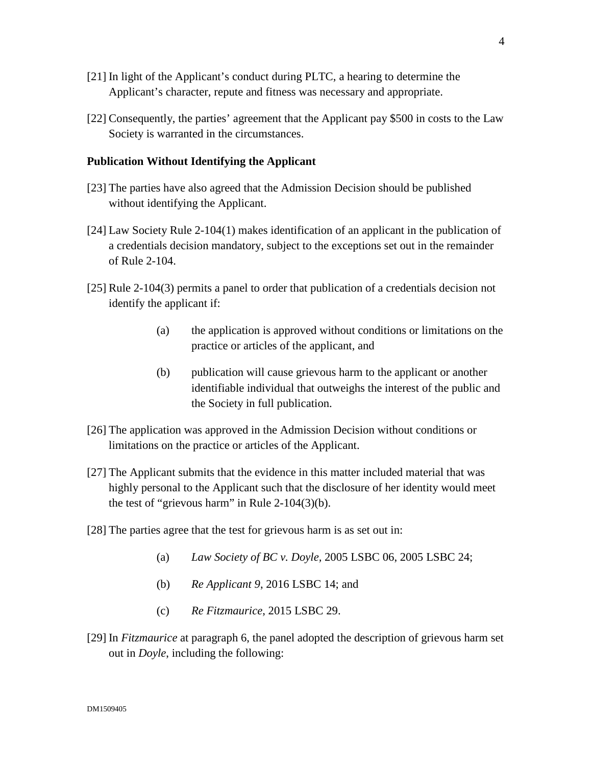[21] In light of the Applicant's conduct during PLTC, a hearing to determine the Applicant's character, repute and fitness was necessary and appropriate.

[22] Consequently, the parties' agreement that the Applicant pay $500 in costs to the Law Society is warranted in the circumstances.

**Publication Without Identifying the Applicant**

[23] The parties have also agreed that the Admission Decision should be published without identifying the Applicant.

[24] Law Society Rule 2-104(1) makes identification of an applicant in the publication of a credentials decision mandatory, subject to the exceptions set out in the remainder of Rule 2-104.

[25] Rule 2-104(3) permits a panel to order that publication of a credentials decision not identify the applicant if:

> (a) the application is approved without conditions or limitations on the practice or articles of the applicant, and
>
> (b) publication will cause grievous harm to the applicant or another identifiable individual that outweighs the interest of the public and the Society in full publication.

[26] The application was approved in the Admission Decision without conditions or limitations on the practice or articles of the Applicant.

[27] The Applicant submits that the evidence in this matter included material that was highly personal to the Applicant such that the disclosure of her identity would meet the test of "grievous harm" in Rule 2-104(3)(b).

[28] The parties agree that the test for grievous harm is as set out in:

> (a) *Law Society of BC v. Doyle*, 2005 LSBC 06, 2005 LSBC 24;
>
> (b) *Re Applicant 9*, 2016 LSBC 14; and
>
> (c) *Re Fitzmaurice*, 2015 LSBC 29.

[29] In *Fitzmaurice* at paragraph 6, the panel adopted the description of grievous harm set out in *Doyle*, including the following: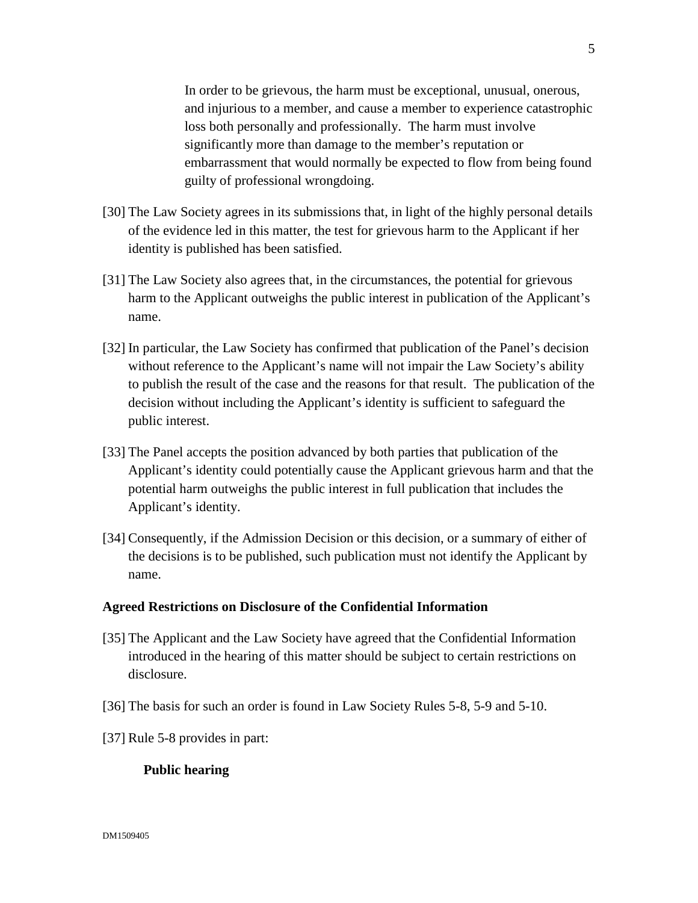> In order to be grievous, the harm must be exceptional, unusual, onerous, and injurious to a member, and cause a member to experience catastrophic loss both personally and professionally. The harm must involve significantly more than damage to the member's reputation or embarrassment that would normally be expected to flow from being found guilty of professional wrongdoing.

[30] The Law Society agrees in its submissions that, in light of the highly personal details of the evidence led in this matter, the test for grievous harm to the Applicant if her identity is published has been satisfied.

[31] The Law Society also agrees that, in the circumstances, the potential for grievous harm to the Applicant outweighs the public interest in publication of the Applicant's name.

[32] In particular, the Law Society has confirmed that publication of the Panel's decision without reference to the Applicant's name will not impair the Law Society's ability to publish the result of the case and the reasons for that result. The publication of the decision without including the Applicant's identity is sufficient to safeguard the public interest.

[33] The Panel accepts the position advanced by both parties that publication of the Applicant's identity could potentially cause the Applicant grievous harm and that the potential harm outweighs the public interest in full publication that includes the Applicant's identity.

[34] Consequently, if the Admission Decision or this decision, or a summary of either of the decisions is to be published, such publication must not identify the Applicant by name.

**Agreed Restrictions on Disclosure of the Confidential Information**

[35] The Applicant and the Law Society have agreed that the Confidential Information introduced in the hearing of this matter should be subject to certain restrictions on disclosure.

[36] The basis for such an order is found in Law Society Rules 5-8, 5-9 and 5-10.

[37] Rule 5-8 provides in part:

> **Public hearing**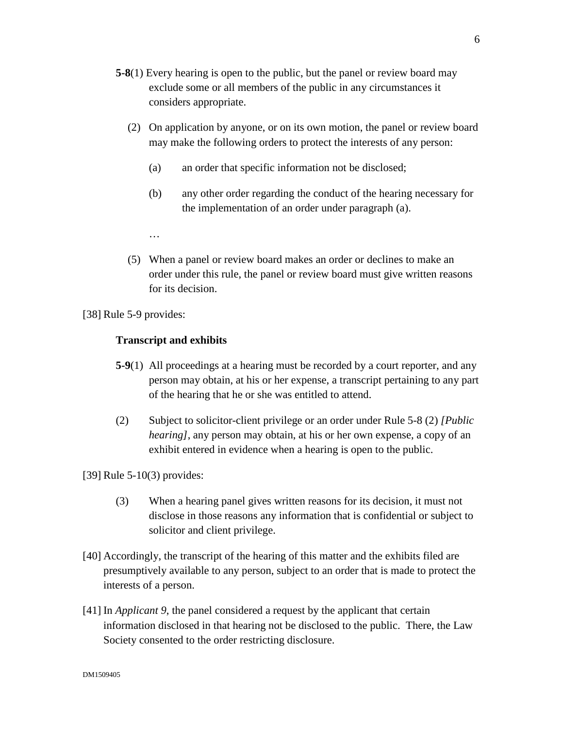**5-8**(1) Every hearing is open to the public, but the panel or review board may exclude some or all members of the public in any circumstances it considers appropriate.

(2) On application by anyone, or on its own motion, the panel or review board may make the following orders to protect the interests of any person:

(a) an order that specific information not be disclosed;

(b) any other order regarding the conduct of the hearing necessary for the implementation of an order under paragraph (a).

…

(5) When a panel or review board makes an order or declines to make an order under this rule, the panel or review board must give written reasons for its decision.

[38] Rule 5-9 provides:

**Transcript and exhibits**

**5-9**(1) All proceedings at a hearing must be recorded by a court reporter, and any person may obtain, at his or her expense, a transcript pertaining to any part of the hearing that he or she was entitled to attend.

(2) Subject to solicitor-client privilege or an order under Rule 5-8 (2) *[Public hearing]*, any person may obtain, at his or her own expense, a copy of an exhibit entered in evidence when a hearing is open to the public.

[39] Rule 5-10(3) provides:

(3) When a hearing panel gives written reasons for its decision, it must not disclose in those reasons any information that is confidential or subject to solicitor and client privilege.

[40] Accordingly, the transcript of the hearing of this matter and the exhibits filed are presumptively available to any person, subject to an order that is made to protect the interests of a person.

[41] In *Applicant 9*, the panel considered a request by the applicant that certain information disclosed in that hearing not be disclosed to the public. There, the Law Society consented to the order restricting disclosure.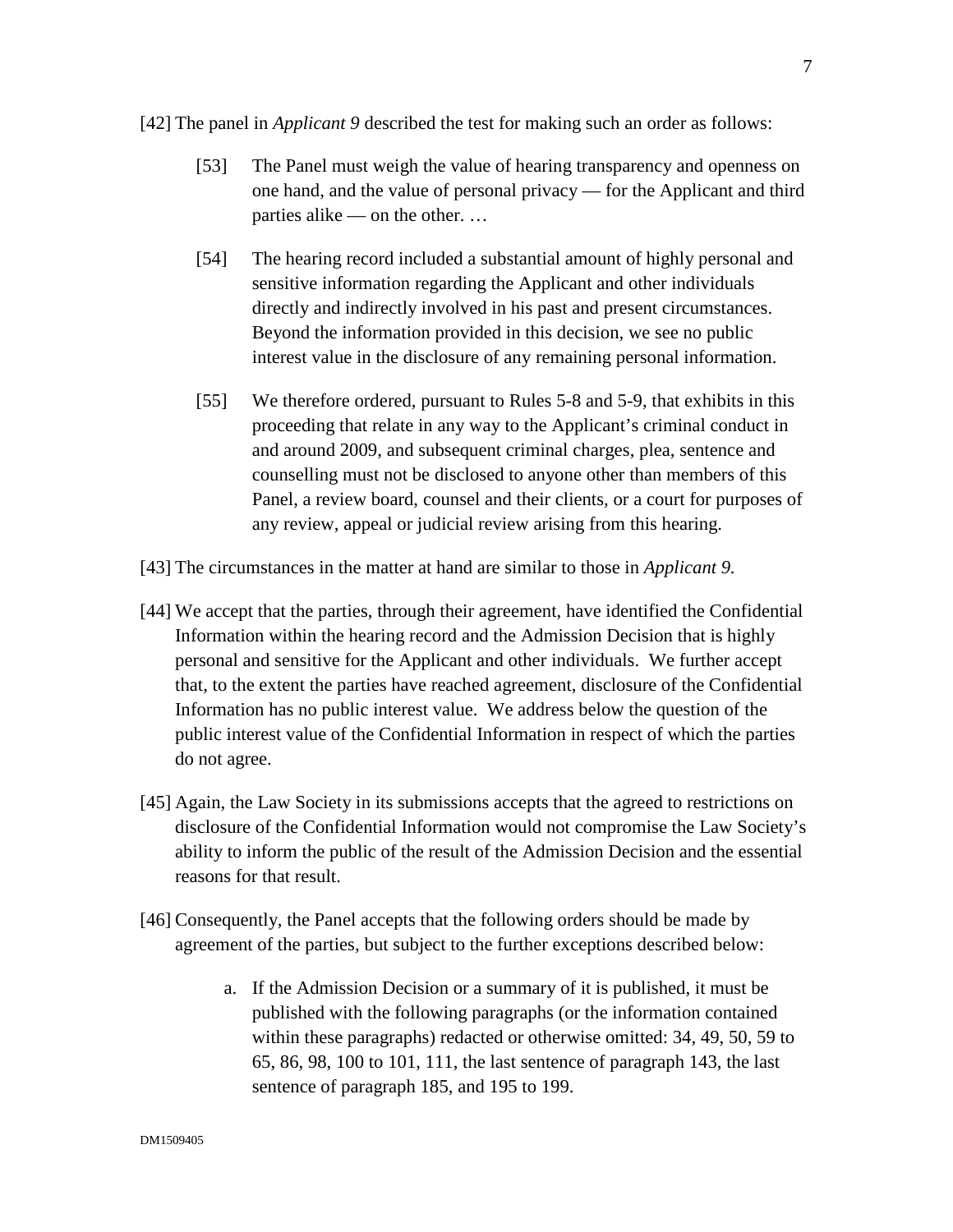[42] The panel in *Applicant 9* described the test for making such an order as follows:

> [53] The Panel must weigh the value of hearing transparency and openness on one hand, and the value of personal privacy — for the Applicant and third parties alike — on the other. …
>
> [54] The hearing record included a substantial amount of highly personal and sensitive information regarding the Applicant and other individuals directly and indirectly involved in his past and present circumstances. Beyond the information provided in this decision, we see no public interest value in the disclosure of any remaining personal information.
>
> [55] We therefore ordered, pursuant to Rules 5-8 and 5-9, that exhibits in this proceeding that relate in any way to the Applicant's criminal conduct in and around 2009, and subsequent criminal charges, plea, sentence and counselling must not be disclosed to anyone other than members of this Panel, a review board, counsel and their clients, or a court for purposes of any review, appeal or judicial review arising from this hearing.

[43] The circumstances in the matter at hand are similar to those in *Applicant 9.*

[44] We accept that the parties, through their agreement, have identified the Confidential Information within the hearing record and the Admission Decision that is highly personal and sensitive for the Applicant and other individuals. We further accept that, to the extent the parties have reached agreement, disclosure of the Confidential Information has no public interest value. We address below the question of the public interest value of the Confidential Information in respect of which the parties do not agree.

[45] Again, the Law Society in its submissions accepts that the agreed to restrictions on disclosure of the Confidential Information would not compromise the Law Society's ability to inform the public of the result of the Admission Decision and the essential reasons for that result.

[46] Consequently, the Panel accepts that the following orders should be made by agreement of the parties, but subject to the further exceptions described below:

a. If the Admission Decision or a summary of it is published, it must be published with the following paragraphs (or the information contained within these paragraphs) redacted or otherwise omitted: 34, 49, 50, 59 to 65, 86, 98, 100 to 101, 111, the last sentence of paragraph 143, the last sentence of paragraph 185, and 195 to 199.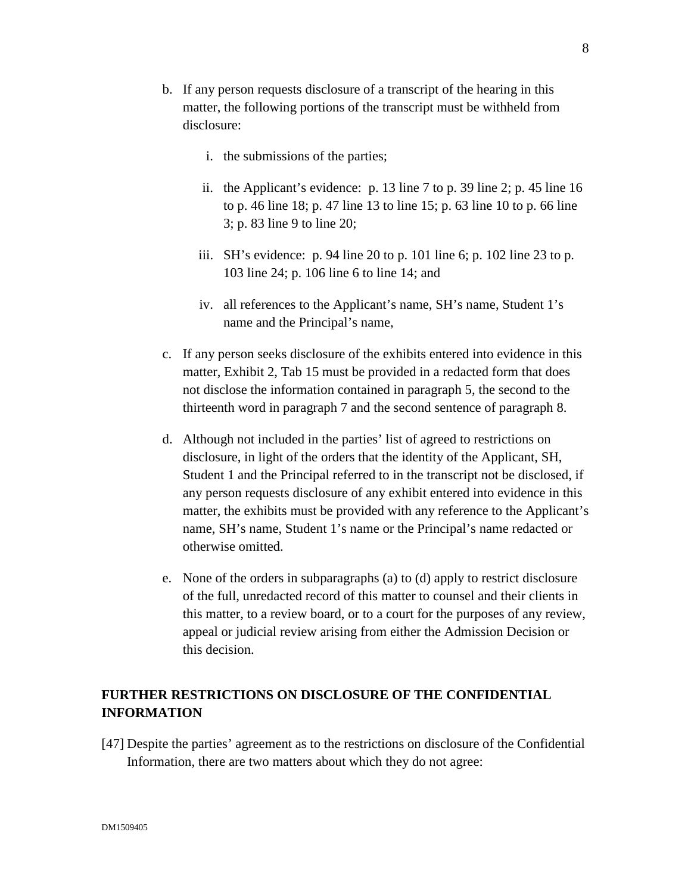b. If any person requests disclosure of a transcript of the hearing in this matter, the following portions of the transcript must be withheld from disclosure:

   i. the submissions of the parties;

   ii. the Applicant's evidence: p. 13 line 7 to p. 39 line 2; p. 45 line 16 to p. 46 line 18; p. 47 line 13 to line 15; p. 63 line 10 to p. 66 line 3; p. 83 line 9 to line 20;

   iii. SH's evidence: p. 94 line 20 to p. 101 line 6; p. 102 line 23 to p. 103 line 24; p. 106 line 6 to line 14; and

   iv. all references to the Applicant's name, SH's name, Student 1's name and the Principal's name,

c. If any person seeks disclosure of the exhibits entered into evidence in this matter, Exhibit 2, Tab 15 must be provided in a redacted form that does not disclose the information contained in paragraph 5, the second to the thirteenth word in paragraph 7 and the second sentence of paragraph 8.

d. Although not included in the parties' list of agreed to restrictions on disclosure, in light of the orders that the identity of the Applicant, SH, Student 1 and the Principal referred to in the transcript not be disclosed, if any person requests disclosure of any exhibit entered into evidence in this matter, the exhibits must be provided with any reference to the Applicant's name, SH's name, Student 1's name or the Principal's name redacted or otherwise omitted.

e. None of the orders in subparagraphs (a) to (d) apply to restrict disclosure of the full, unredacted record of this matter to counsel and their clients in this matter, to a review board, or to a court for the purposes of any review, appeal or judicial review arising from either the Admission Decision or this decision.

## FURTHER RESTRICTIONS ON DISCLOSURE OF THE CONFIDENTIAL INFORMATION

[47] Despite the parties' agreement as to the restrictions on disclosure of the Confidential Information, there are two matters about which they do not agree: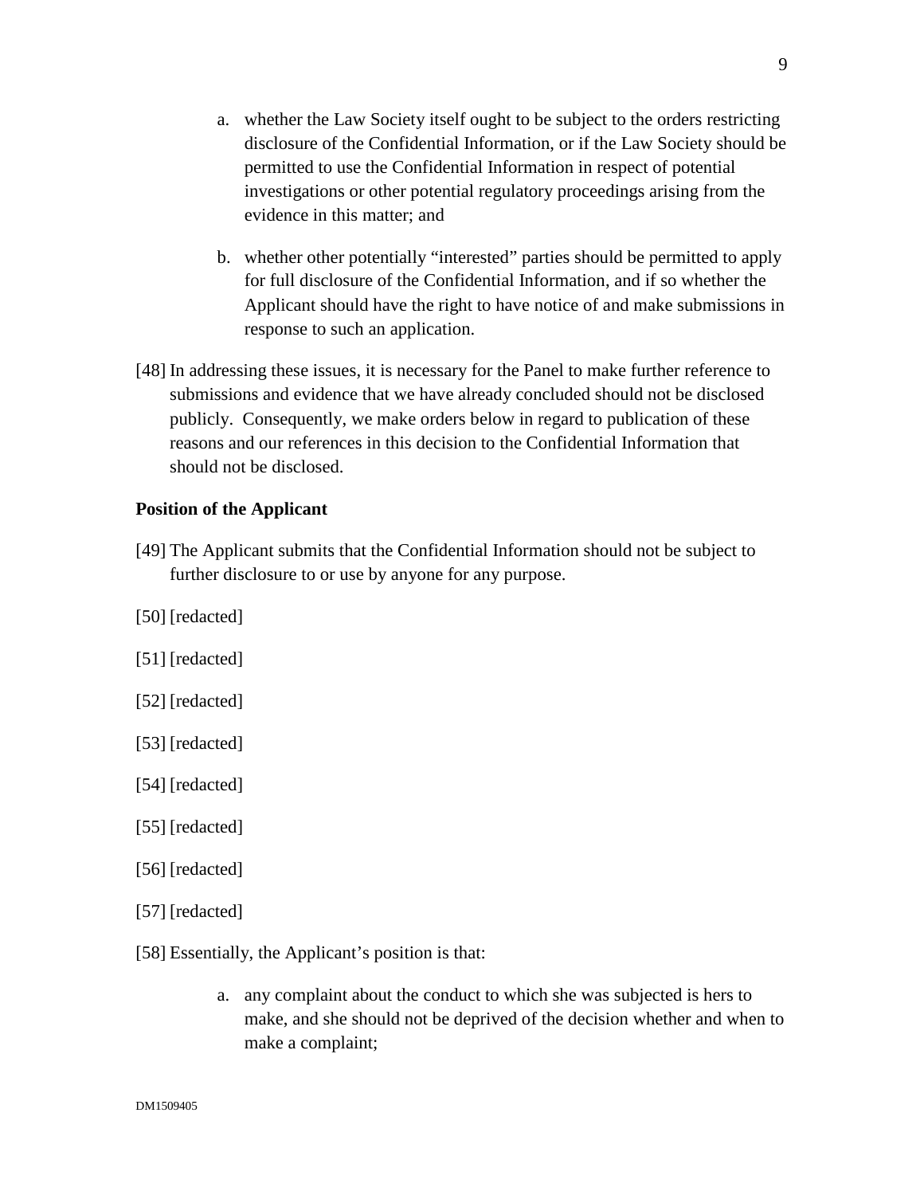a. whether the Law Society itself ought to be subject to the orders restricting disclosure of the Confidential Information, or if the Law Society should be permitted to use the Confidential Information in respect of potential investigations or other potential regulatory proceedings arising from the evidence in this matter; and

b. whether other potentially "interested" parties should be permitted to apply for full disclosure of the Confidential Information, and if so whether the Applicant should have the right to have notice of and make submissions in response to such an application.

[48] In addressing these issues, it is necessary for the Panel to make further reference to submissions and evidence that we have already concluded should not be disclosed publicly. Consequently, we make orders below in regard to publication of these reasons and our references in this decision to the Confidential Information that should not be disclosed.

**Position of the Applicant**

[49] The Applicant submits that the Confidential Information should not be subject to further disclosure to or use by anyone for any purpose.

[50] [redacted]

[51] [redacted]

[52] [redacted]

[53] [redacted]

[54] [redacted]

[55] [redacted]

[56] [redacted]

[57] [redacted]

[58] Essentially, the Applicant's position is that:

a. any complaint about the conduct to which she was subjected is hers to make, and she should not be deprived of the decision whether and when to make a complaint;

DM1509405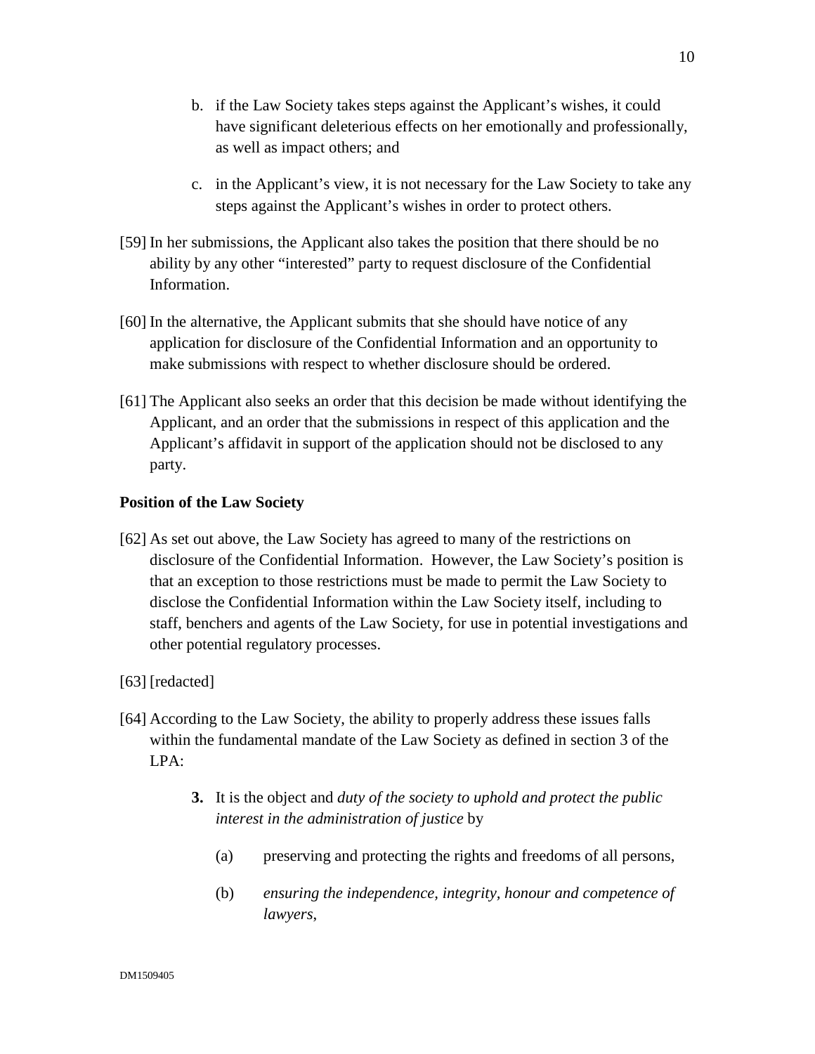b. if the Law Society takes steps against the Applicant's wishes, it could have significant deleterious effects on her emotionally and professionally, as well as impact others; and

c. in the Applicant's view, it is not necessary for the Law Society to take any steps against the Applicant's wishes in order to protect others.

[59] In her submissions, the Applicant also takes the position that there should be no ability by any other "interested" party to request disclosure of the Confidential Information.

[60] In the alternative, the Applicant submits that she should have notice of any application for disclosure of the Confidential Information and an opportunity to make submissions with respect to whether disclosure should be ordered.

[61] The Applicant also seeks an order that this decision be made without identifying the Applicant, and an order that the submissions in respect of this application and the Applicant's affidavit in support of the application should not be disclosed to any party.

**Position of the Law Society**

[62] As set out above, the Law Society has agreed to many of the restrictions on disclosure of the Confidential Information. However, the Law Society's position is that an exception to those restrictions must be made to permit the Law Society to disclose the Confidential Information within the Law Society itself, including to staff, benchers and agents of the Law Society, for use in potential investigations and other potential regulatory processes.

[63] [redacted]

[64] According to the Law Society, the ability to properly address these issues falls within the fundamental mandate of the Law Society as defined in section 3 of the LPA:

> **3.** It is the object and *duty of the society to uphold and protect the public interest in the administration of justice* by
>
> (a) preserving and protecting the rights and freedoms of all persons,
>
> (b) *ensuring the independence, integrity, honour and competence of lawyers*,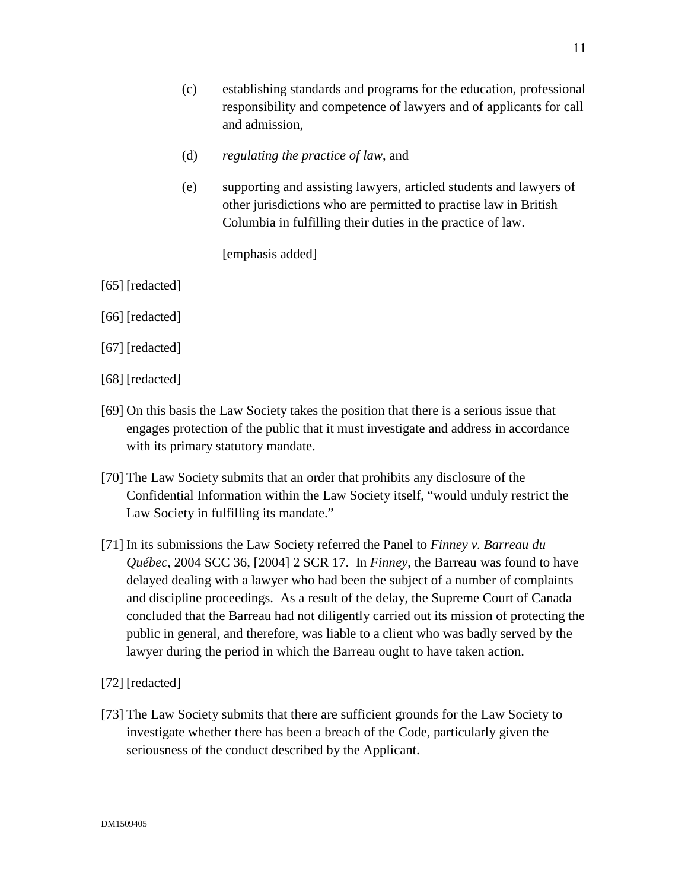(c) establishing standards and programs for the education, professional responsibility and competence of lawyers and of applicants for call and admission,

(d) *regulating the practice of law*, and

(e) supporting and assisting lawyers, articled students and lawyers of other jurisdictions who are permitted to practise law in British Columbia in fulfilling their duties in the practice of law.

[emphasis added]

[65] [redacted]

[66] [redacted]

[67] [redacted]

[68] [redacted]

[69] On this basis the Law Society takes the position that there is a serious issue that engages protection of the public that it must investigate and address in accordance with its primary statutory mandate.

[70] The Law Society submits that an order that prohibits any disclosure of the Confidential Information within the Law Society itself, "would unduly restrict the Law Society in fulfilling its mandate."

[71] In its submissions the Law Society referred the Panel to *Finney v. Barreau du Québec*, 2004 SCC 36, [2004] 2 SCR 17. In *Finney*, the Barreau was found to have delayed dealing with a lawyer who had been the subject of a number of complaints and discipline proceedings. As a result of the delay, the Supreme Court of Canada concluded that the Barreau had not diligently carried out its mission of protecting the public in general, and therefore, was liable to a client who was badly served by the lawyer during the period in which the Barreau ought to have taken action.

[72] [redacted]

[73] The Law Society submits that there are sufficient grounds for the Law Society to investigate whether there has been a breach of the Code, particularly given the seriousness of the conduct described by the Applicant.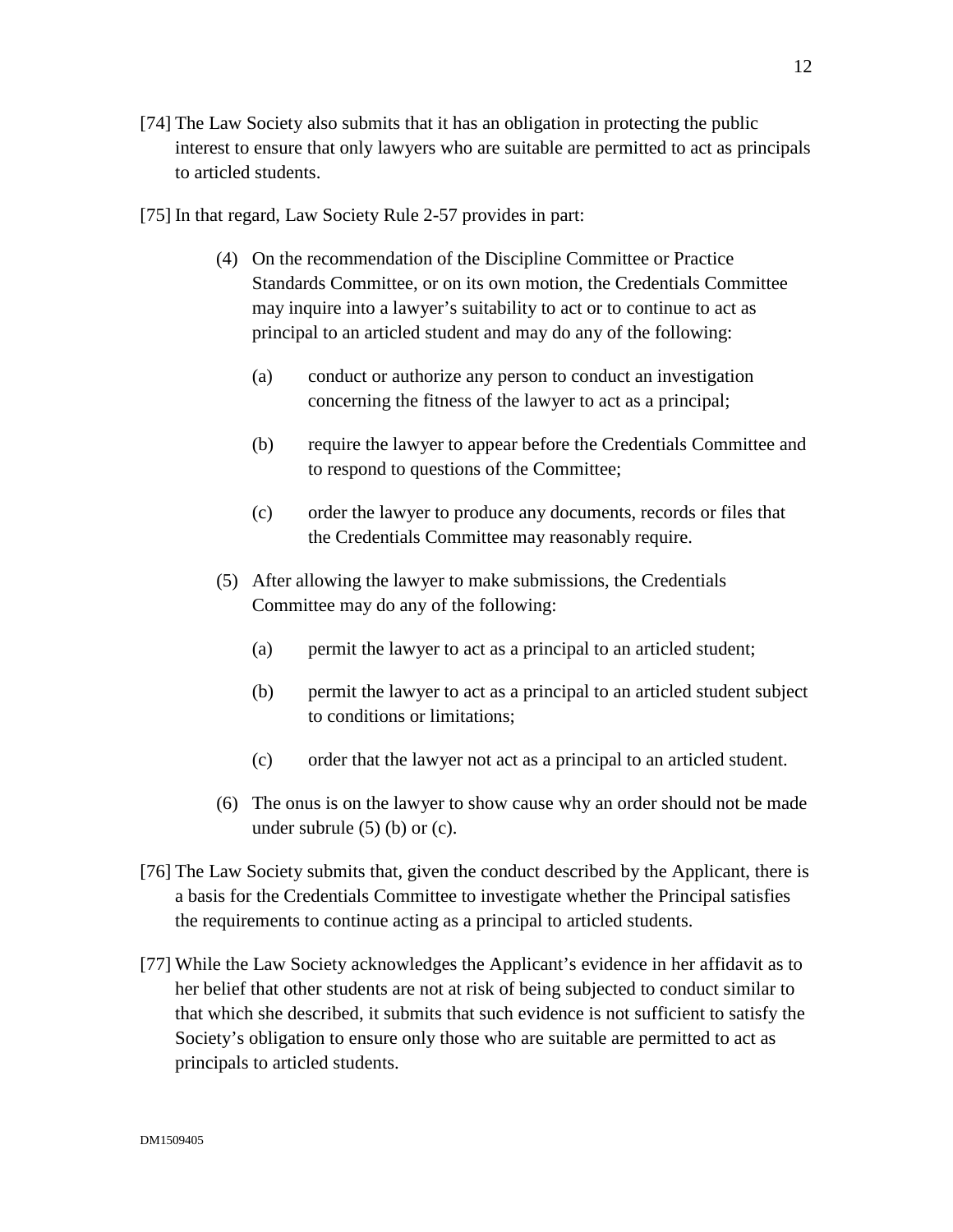[74] The Law Society also submits that it has an obligation in protecting the public interest to ensure that only lawyers who are suitable are permitted to act as principals to articled students.

[75] In that regard, Law Society Rule 2-57 provides in part:

> (4) On the recommendation of the Discipline Committee or Practice Standards Committee, or on its own motion, the Credentials Committee may inquire into a lawyer's suitability to act or to continue to act as principal to an articled student and may do any of the following:
>
> > (a) conduct or authorize any person to conduct an investigation concerning the fitness of the lawyer to act as a principal;
> >
> > (b) require the lawyer to appear before the Credentials Committee and to respond to questions of the Committee;
> >
> > (c) order the lawyer to produce any documents, records or files that the Credentials Committee may reasonably require.
>
> (5) After allowing the lawyer to make submissions, the Credentials Committee may do any of the following:
>
> > (a) permit the lawyer to act as a principal to an articled student;
> >
> > (b) permit the lawyer to act as a principal to an articled student subject to conditions or limitations;
> >
> > (c) order that the lawyer not act as a principal to an articled student.
>
> (6) The onus is on the lawyer to show cause why an order should not be made under subrule (5) (b) or (c).

[76] The Law Society submits that, given the conduct described by the Applicant, there is a basis for the Credentials Committee to investigate whether the Principal satisfies the requirements to continue acting as a principal to articled students.

[77] While the Law Society acknowledges the Applicant's evidence in her affidavit as to her belief that other students are not at risk of being subjected to conduct similar to that which she described, it submits that such evidence is not sufficient to satisfy the Society's obligation to ensure only those who are suitable are permitted to act as principals to articled students.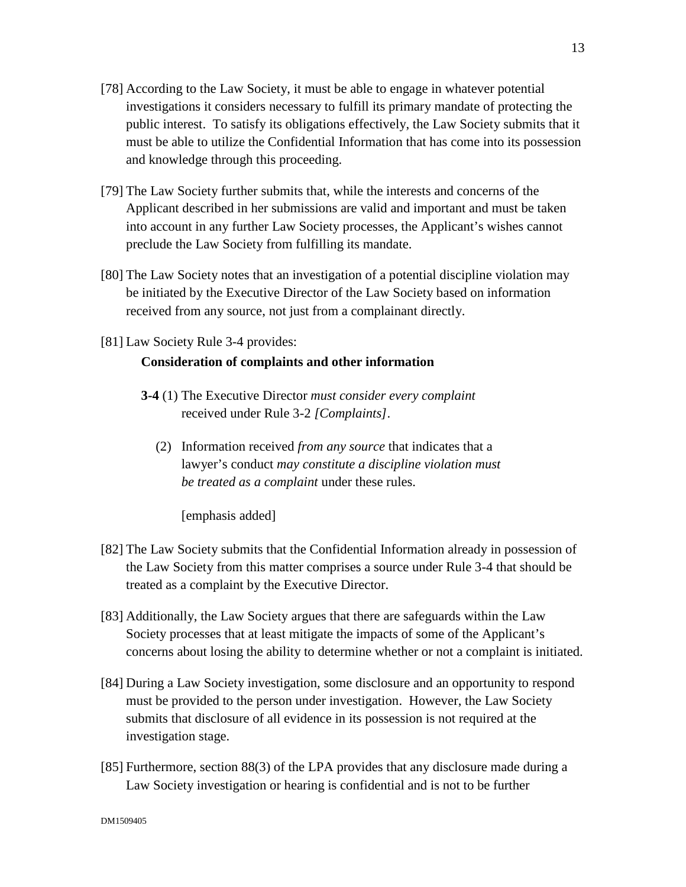[78] According to the Law Society, it must be able to engage in whatever potential investigations it considers necessary to fulfill its primary mandate of protecting the public interest. To satisfy its obligations effectively, the Law Society submits that it must be able to utilize the Confidential Information that has come into its possession and knowledge through this proceeding.

[79] The Law Society further submits that, while the interests and concerns of the Applicant described in her submissions are valid and important and must be taken into account in any further Law Society processes, the Applicant's wishes cannot preclude the Law Society from fulfilling its mandate.

[80] The Law Society notes that an investigation of a potential discipline violation may be initiated by the Executive Director of the Law Society based on information received from any source, not just from a complainant directly.

[81] Law Society Rule 3-4 provides:

> **Consideration of complaints and other information**
>
> **3-4** (1) The Executive Director *must consider every complaint* received under Rule 3-2 *[Complaints]*.
>
> (2) Information received *from any source* that indicates that a lawyer's conduct *may constitute a discipline violation must be treated as a complaint* under these rules.
>
> [emphasis added]

[82] The Law Society submits that the Confidential Information already in possession of the Law Society from this matter comprises a source under Rule 3-4 that should be treated as a complaint by the Executive Director.

[83] Additionally, the Law Society argues that there are safeguards within the Law Society processes that at least mitigate the impacts of some of the Applicant's concerns about losing the ability to determine whether or not a complaint is initiated.

[84] During a Law Society investigation, some disclosure and an opportunity to respond must be provided to the person under investigation. However, the Law Society submits that disclosure of all evidence in its possession is not required at the investigation stage.

[85] Furthermore, section 88(3) of the LPA provides that any disclosure made during a Law Society investigation or hearing is confidential and is not to be further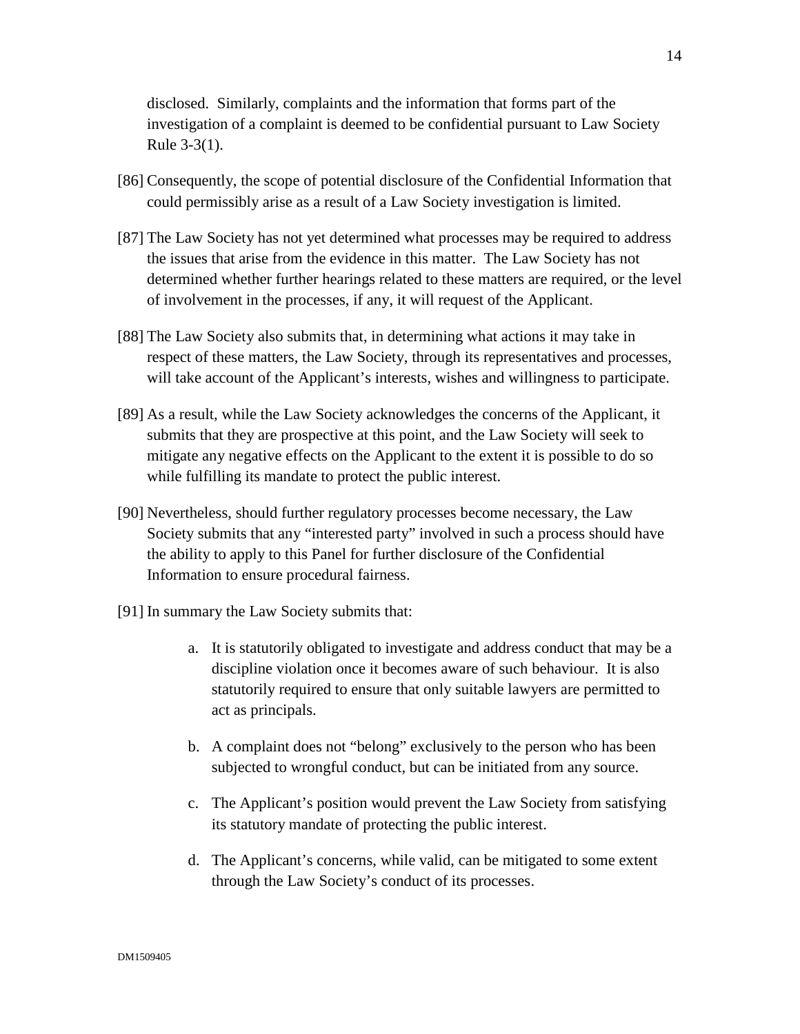disclosed. Similarly, complaints and the information that forms part of the investigation of a complaint is deemed to be confidential pursuant to Law Society Rule 3-3(1).

[86] Consequently, the scope of potential disclosure of the Confidential Information that could permissibly arise as a result of a Law Society investigation is limited.

[87] The Law Society has not yet determined what processes may be required to address the issues that arise from the evidence in this matter. The Law Society has not determined whether further hearings related to these matters are required, or the level of involvement in the processes, if any, it will request of the Applicant.

[88] The Law Society also submits that, in determining what actions it may take in respect of these matters, the Law Society, through its representatives and processes, will take account of the Applicant's interests, wishes and willingness to participate.

[89] As a result, while the Law Society acknowledges the concerns of the Applicant, it submits that they are prospective at this point, and the Law Society will seek to mitigate any negative effects on the Applicant to the extent it is possible to do so while fulfilling its mandate to protect the public interest.

[90] Nevertheless, should further regulatory processes become necessary, the Law Society submits that any "interested party" involved in such a process should have the ability to apply to this Panel for further disclosure of the Confidential Information to ensure procedural fairness.

[91] In summary the Law Society submits that:

a. It is statutorily obligated to investigate and address conduct that may be a discipline violation once it becomes aware of such behaviour. It is also statutorily required to ensure that only suitable lawyers are permitted to act as principals.

b. A complaint does not "belong" exclusively to the person who has been subjected to wrongful conduct, but can be initiated from any source.

c. The Applicant's position would prevent the Law Society from satisfying its statutory mandate of protecting the public interest.

d. The Applicant's concerns, while valid, can be mitigated to some extent through the Law Society's conduct of its processes.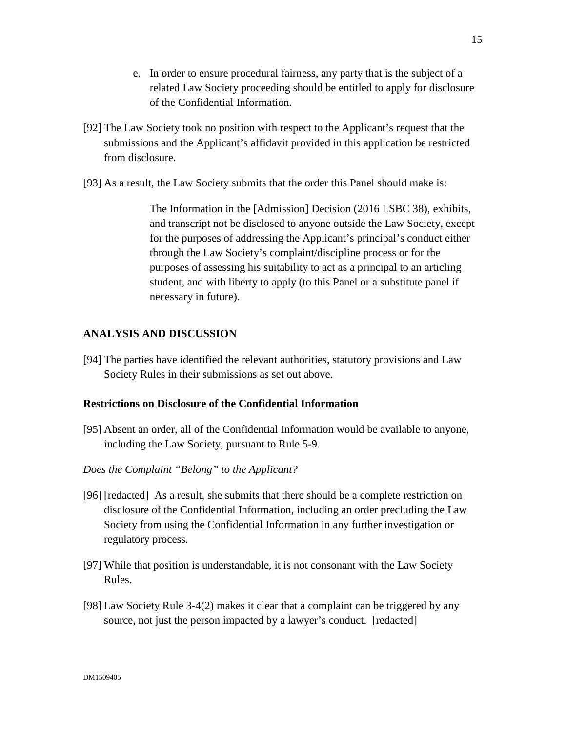e. In order to ensure procedural fairness, any party that is the subject of a related Law Society proceeding should be entitled to apply for disclosure of the Confidential Information.

[92] The Law Society took no position with respect to the Applicant's request that the submissions and the Applicant's affidavit provided in this application be restricted from disclosure.

[93] As a result, the Law Society submits that the order this Panel should make is:

> The Information in the [Admission] Decision (2016 LSBC 38), exhibits, and transcript not be disclosed to anyone outside the Law Society, except for the purposes of addressing the Applicant's principal's conduct either through the Law Society's complaint/discipline process or for the purposes of assessing his suitability to act as a principal to an articling student, and with liberty to apply (to this Panel or a substitute panel if necessary in future).

## ANALYSIS AND DISCUSSION

[94] The parties have identified the relevant authorities, statutory provisions and Law Society Rules in their submissions as set out above.

### Restrictions on Disclosure of the Confidential Information

[95] Absent an order, all of the Confidential Information would be available to anyone, including the Law Society, pursuant to Rule 5-9.

*Does the Complaint "Belong" to the Applicant?*

[96] [redacted] As a result, she submits that there should be a complete restriction on disclosure of the Confidential Information, including an order precluding the Law Society from using the Confidential Information in any further investigation or regulatory process.

[97] While that position is understandable, it is not consonant with the Law Society Rules.

[98] Law Society Rule 3-4(2) makes it clear that a complaint can be triggered by any source, not just the person impacted by a lawyer's conduct. [redacted]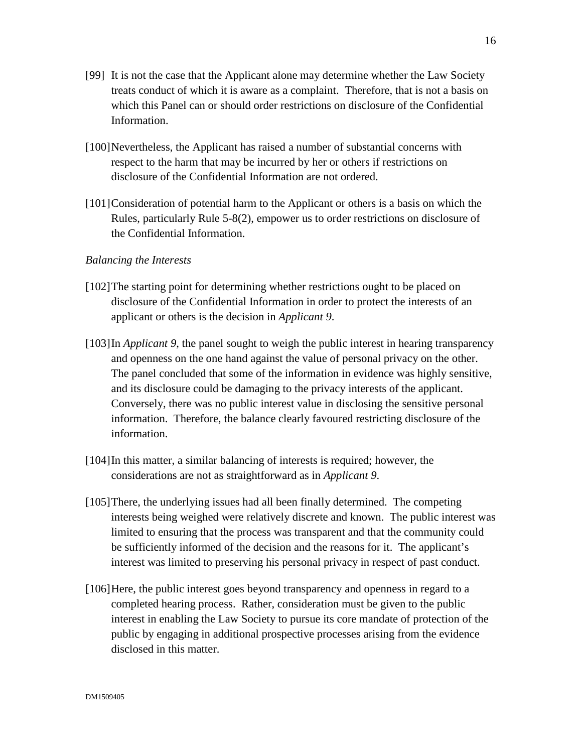[99] It is not the case that the Applicant alone may determine whether the Law Society treats conduct of which it is aware as a complaint. Therefore, that is not a basis on which this Panel can or should order restrictions on disclosure of the Confidential Information.

[100] Nevertheless, the Applicant has raised a number of substantial concerns with respect to the harm that may be incurred by her or others if restrictions on disclosure of the Confidential Information are not ordered.

[101] Consideration of potential harm to the Applicant or others is a basis on which the Rules, particularly Rule 5-8(2), empower us to order restrictions on disclosure of the Confidential Information.

*Balancing the Interests*

[102] The starting point for determining whether restrictions ought to be placed on disclosure of the Confidential Information in order to protect the interests of an applicant or others is the decision in *Applicant 9*.

[103] In *Applicant 9*, the panel sought to weigh the public interest in hearing transparency and openness on the one hand against the value of personal privacy on the other. The panel concluded that some of the information in evidence was highly sensitive, and its disclosure could be damaging to the privacy interests of the applicant. Conversely, there was no public interest value in disclosing the sensitive personal information. Therefore, the balance clearly favoured restricting disclosure of the information.

[104] In this matter, a similar balancing of interests is required; however, the considerations are not as straightforward as in *Applicant 9*.

[105] There, the underlying issues had all been finally determined. The competing interests being weighed were relatively discrete and known. The public interest was limited to ensuring that the process was transparent and that the community could be sufficiently informed of the decision and the reasons for it. The applicant's interest was limited to preserving his personal privacy in respect of past conduct.

[106] Here, the public interest goes beyond transparency and openness in regard to a completed hearing process. Rather, consideration must be given to the public interest in enabling the Law Society to pursue its core mandate of protection of the public by engaging in additional prospective processes arising from the evidence disclosed in this matter.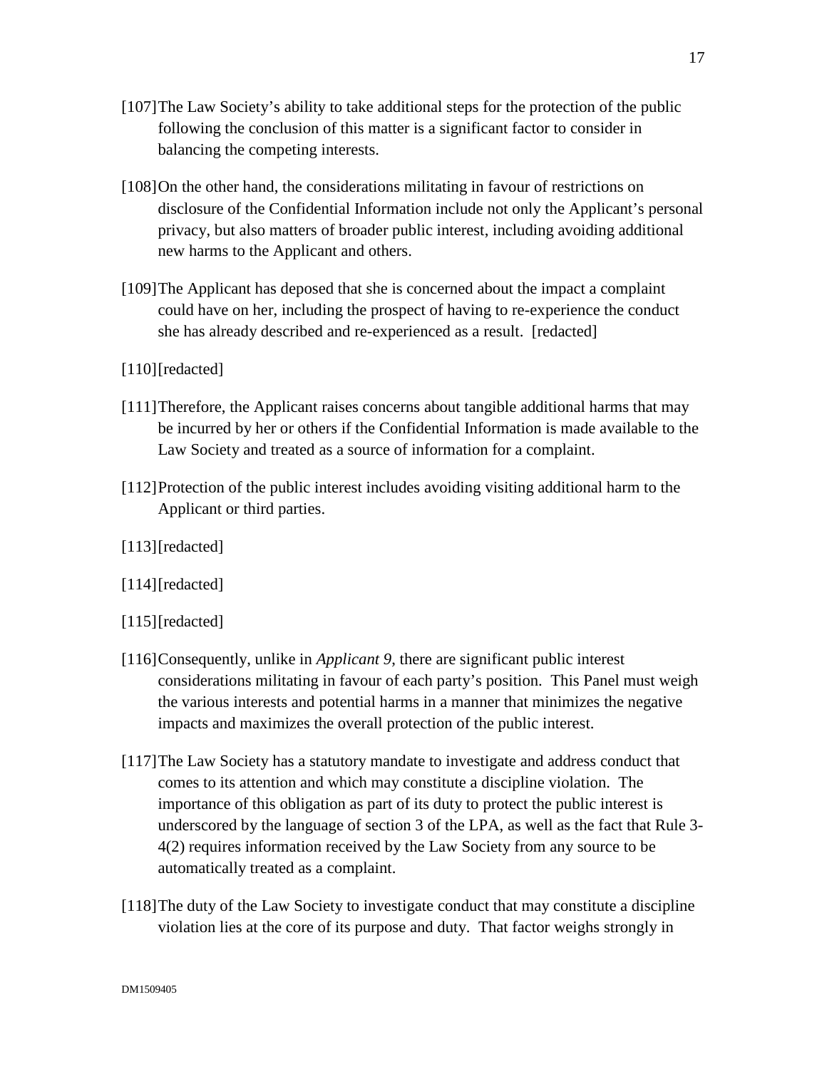[107] The Law Society's ability to take additional steps for the protection of the public following the conclusion of this matter is a significant factor to consider in balancing the competing interests.

[108] On the other hand, the considerations militating in favour of restrictions on disclosure of the Confidential Information include not only the Applicant's personal privacy, but also matters of broader public interest, including avoiding additional new harms to the Applicant and others.

[109] The Applicant has deposed that she is concerned about the impact a complaint could have on her, including the prospect of having to re-experience the conduct she has already described and re-experienced as a result. [redacted]

[110] [redacted]

[111] Therefore, the Applicant raises concerns about tangible additional harms that may be incurred by her or others if the Confidential Information is made available to the Law Society and treated as a source of information for a complaint.

[112] Protection of the public interest includes avoiding visiting additional harm to the Applicant or third parties.

[113] [redacted]

[114] [redacted]

[115] [redacted]

[116] Consequently, unlike in *Applicant 9*, there are significant public interest considerations militating in favour of each party's position. This Panel must weigh the various interests and potential harms in a manner that minimizes the negative impacts and maximizes the overall protection of the public interest.

[117] The Law Society has a statutory mandate to investigate and address conduct that comes to its attention and which may constitute a discipline violation. The importance of this obligation as part of its duty to protect the public interest is underscored by the language of section 3 of the LPA, as well as the fact that Rule 3-4(2) requires information received by the Law Society from any source to be automatically treated as a complaint.

[118] The duty of the Law Society to investigate conduct that may constitute a discipline violation lies at the core of its purpose and duty. That factor weighs strongly in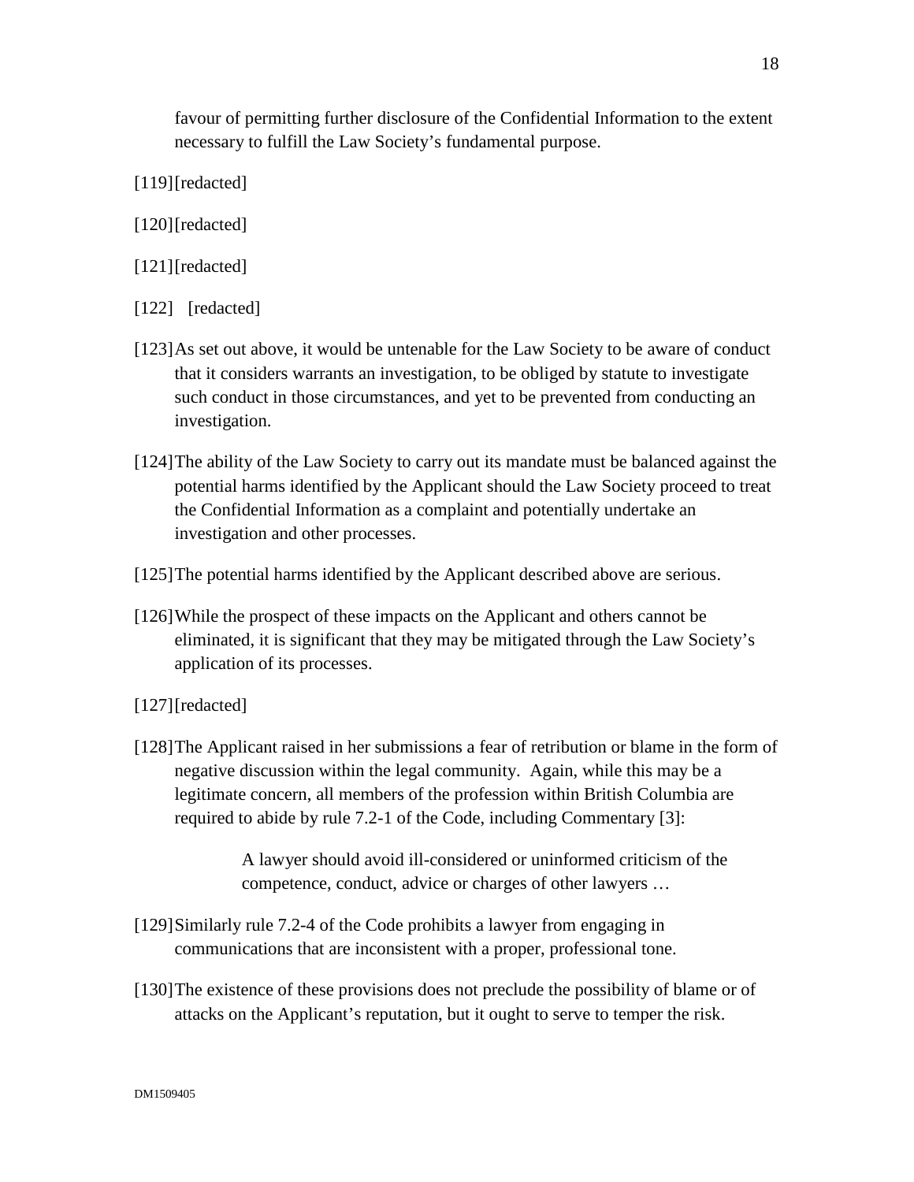favour of permitting further disclosure of the Confidential Information to the extent necessary to fulfill the Law Society's fundamental purpose.

[119] [redacted]

[120] [redacted]

[121] [redacted]

[122] [redacted]

[123] As set out above, it would be untenable for the Law Society to be aware of conduct that it considers warrants an investigation, to be obliged by statute to investigate such conduct in those circumstances, and yet to be prevented from conducting an investigation.

[124] The ability of the Law Society to carry out its mandate must be balanced against the potential harms identified by the Applicant should the Law Society proceed to treat the Confidential Information as a complaint and potentially undertake an investigation and other processes.

[125] The potential harms identified by the Applicant described above are serious.

[126] While the prospect of these impacts on the Applicant and others cannot be eliminated, it is significant that they may be mitigated through the Law Society's application of its processes.

[127] [redacted]

[128] The Applicant raised in her submissions a fear of retribution or blame in the form of negative discussion within the legal community. Again, while this may be a legitimate concern, all members of the profession within British Columbia are required to abide by rule 7.2-1 of the Code, including Commentary [3]:

> A lawyer should avoid ill-considered or uninformed criticism of the competence, conduct, advice or charges of other lawyers …

[129] Similarly rule 7.2-4 of the Code prohibits a lawyer from engaging in communications that are inconsistent with a proper, professional tone.

[130] The existence of these provisions does not preclude the possibility of blame or of attacks on the Applicant's reputation, but it ought to serve to temper the risk.

DM1509405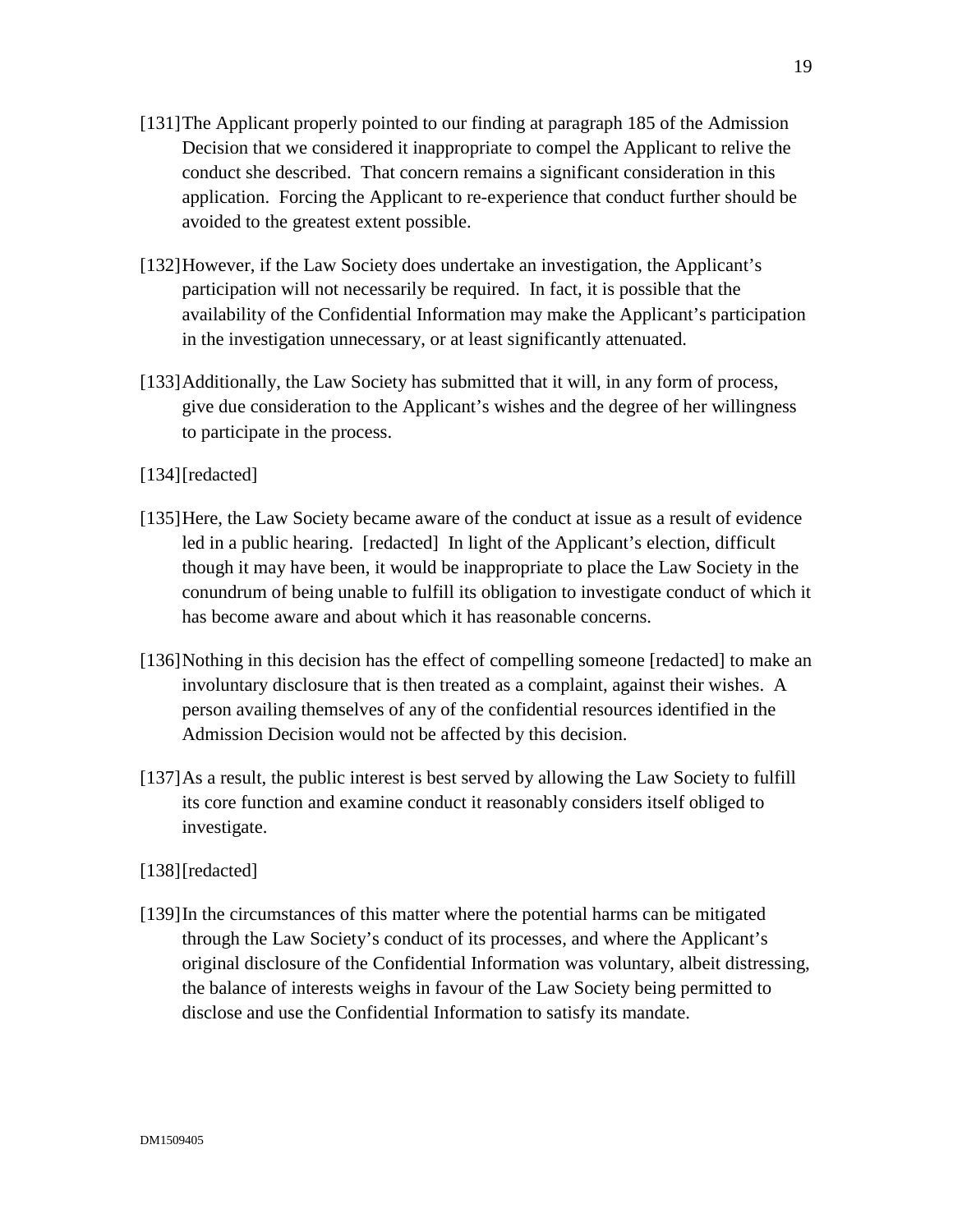[131] The Applicant properly pointed to our finding at paragraph 185 of the Admission Decision that we considered it inappropriate to compel the Applicant to relive the conduct she described. That concern remains a significant consideration in this application. Forcing the Applicant to re-experience that conduct further should be avoided to the greatest extent possible.

[132] However, if the Law Society does undertake an investigation, the Applicant's participation will not necessarily be required. In fact, it is possible that the availability of the Confidential Information may make the Applicant's participation in the investigation unnecessary, or at least significantly attenuated.

[133] Additionally, the Law Society has submitted that it will, in any form of process, give due consideration to the Applicant's wishes and the degree of her willingness to participate in the process.

[134] [redacted]

[135] Here, the Law Society became aware of the conduct at issue as a result of evidence led in a public hearing. [redacted] In light of the Applicant's election, difficult though it may have been, it would be inappropriate to place the Law Society in the conundrum of being unable to fulfill its obligation to investigate conduct of which it has become aware and about which it has reasonable concerns.

[136] Nothing in this decision has the effect of compelling someone [redacted] to make an involuntary disclosure that is then treated as a complaint, against their wishes. A person availing themselves of any of the confidential resources identified in the Admission Decision would not be affected by this decision.

[137] As a result, the public interest is best served by allowing the Law Society to fulfill its core function and examine conduct it reasonably considers itself obliged to investigate.

[138] [redacted]

[139] In the circumstances of this matter where the potential harms can be mitigated through the Law Society's conduct of its processes, and where the Applicant's original disclosure of the Confidential Information was voluntary, albeit distressing, the balance of interests weighs in favour of the Law Society being permitted to disclose and use the Confidential Information to satisfy its mandate.

DM1509405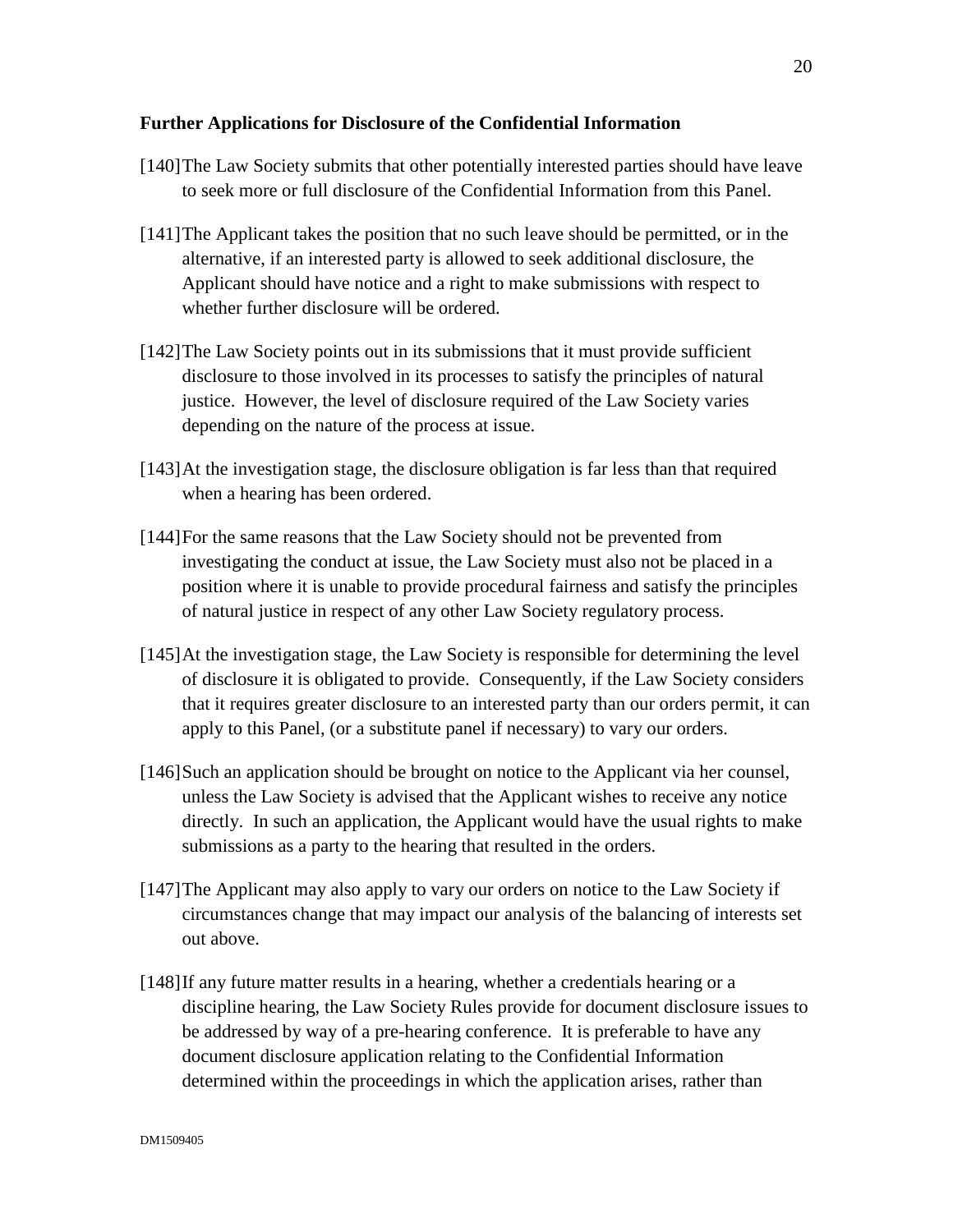**Further Applications for Disclosure of the Confidential Information**

[140] The Law Society submits that other potentially interested parties should have leave to seek more or full disclosure of the Confidential Information from this Panel.

[141] The Applicant takes the position that no such leave should be permitted, or in the alternative, if an interested party is allowed to seek additional disclosure, the Applicant should have notice and a right to make submissions with respect to whether further disclosure will be ordered.

[142] The Law Society points out in its submissions that it must provide sufficient disclosure to those involved in its processes to satisfy the principles of natural justice. However, the level of disclosure required of the Law Society varies depending on the nature of the process at issue.

[143] At the investigation stage, the disclosure obligation is far less than that required when a hearing has been ordered.

[144] For the same reasons that the Law Society should not be prevented from investigating the conduct at issue, the Law Society must also not be placed in a position where it is unable to provide procedural fairness and satisfy the principles of natural justice in respect of any other Law Society regulatory process.

[145] At the investigation stage, the Law Society is responsible for determining the level of disclosure it is obligated to provide. Consequently, if the Law Society considers that it requires greater disclosure to an interested party than our orders permit, it can apply to this Panel, (or a substitute panel if necessary) to vary our orders.

[146] Such an application should be brought on notice to the Applicant via her counsel, unless the Law Society is advised that the Applicant wishes to receive any notice directly. In such an application, the Applicant would have the usual rights to make submissions as a party to the hearing that resulted in the orders.

[147] The Applicant may also apply to vary our orders on notice to the Law Society if circumstances change that may impact our analysis of the balancing of interests set out above.

[148] If any future matter results in a hearing, whether a credentials hearing or a discipline hearing, the Law Society Rules provide for document disclosure issues to be addressed by way of a pre-hearing conference. It is preferable to have any document disclosure application relating to the Confidential Information determined within the proceedings in which the application arises, rather than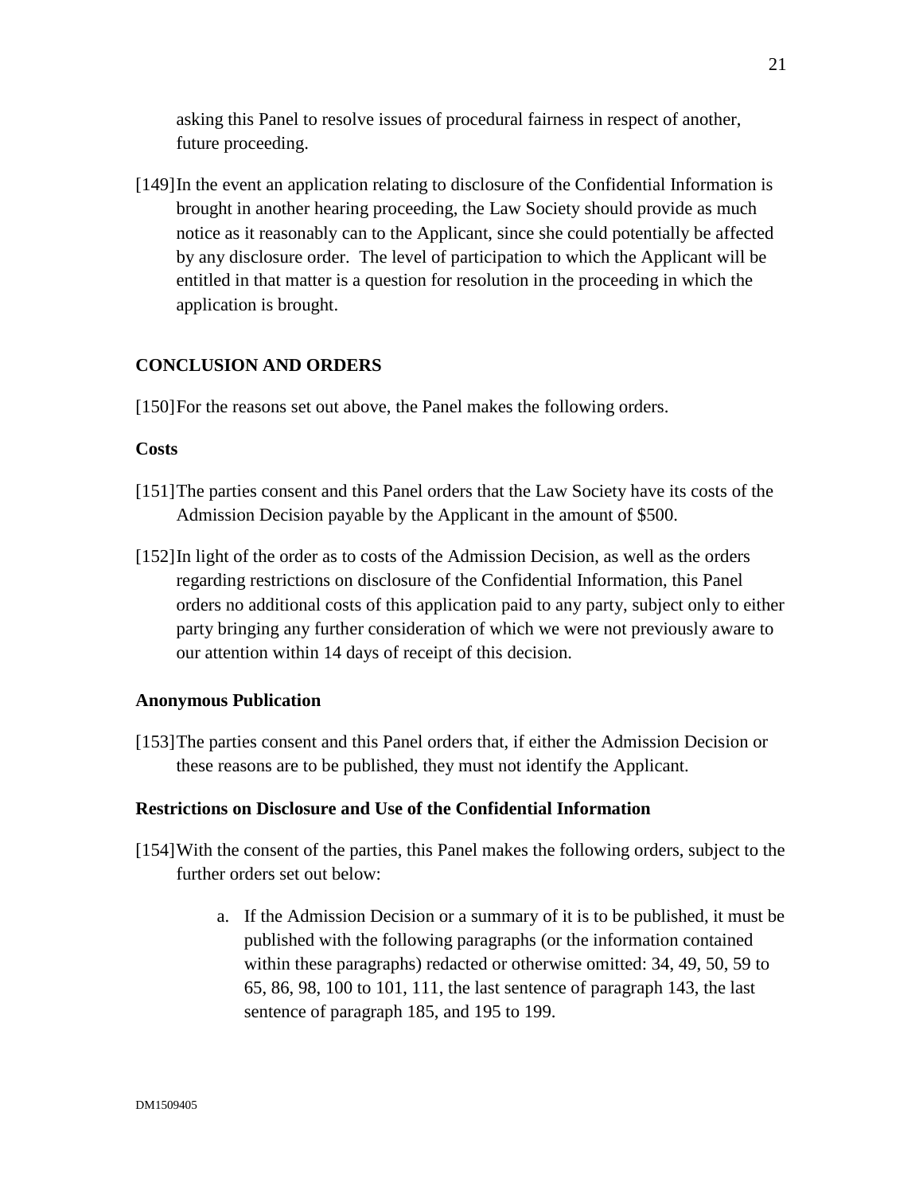asking this Panel to resolve issues of procedural fairness in respect of another, future proceeding.

[149] In the event an application relating to disclosure of the Confidential Information is brought in another hearing proceeding, the Law Society should provide as much notice as it reasonably can to the Applicant, since she could potentially be affected by any disclosure order. The level of participation to which the Applicant will be entitled in that matter is a question for resolution in the proceeding in which the application is brought.

## CONCLUSION AND ORDERS

[150] For the reasons set out above, the Panel makes the following orders.

### Costs

[151] The parties consent and this Panel orders that the Law Society have its costs of the Admission Decision payable by the Applicant in the amount of $500.

[152] In light of the order as to costs of the Admission Decision, as well as the orders regarding restrictions on disclosure of the Confidential Information, this Panel orders no additional costs of this application paid to any party, subject only to either party bringing any further consideration of which we were not previously aware to our attention within 14 days of receipt of this decision.

### Anonymous Publication

[153] The parties consent and this Panel orders that, if either the Admission Decision or these reasons are to be published, they must not identify the Applicant.

### Restrictions on Disclosure and Use of the Confidential Information

[154] With the consent of the parties, this Panel makes the following orders, subject to the further orders set out below:

a. If the Admission Decision or a summary of it is to be published, it must be published with the following paragraphs (or the information contained within these paragraphs) redacted or otherwise omitted: 34, 49, 50, 59 to 65, 86, 98, 100 to 101, 111, the last sentence of paragraph 143, the last sentence of paragraph 185, and 195 to 199.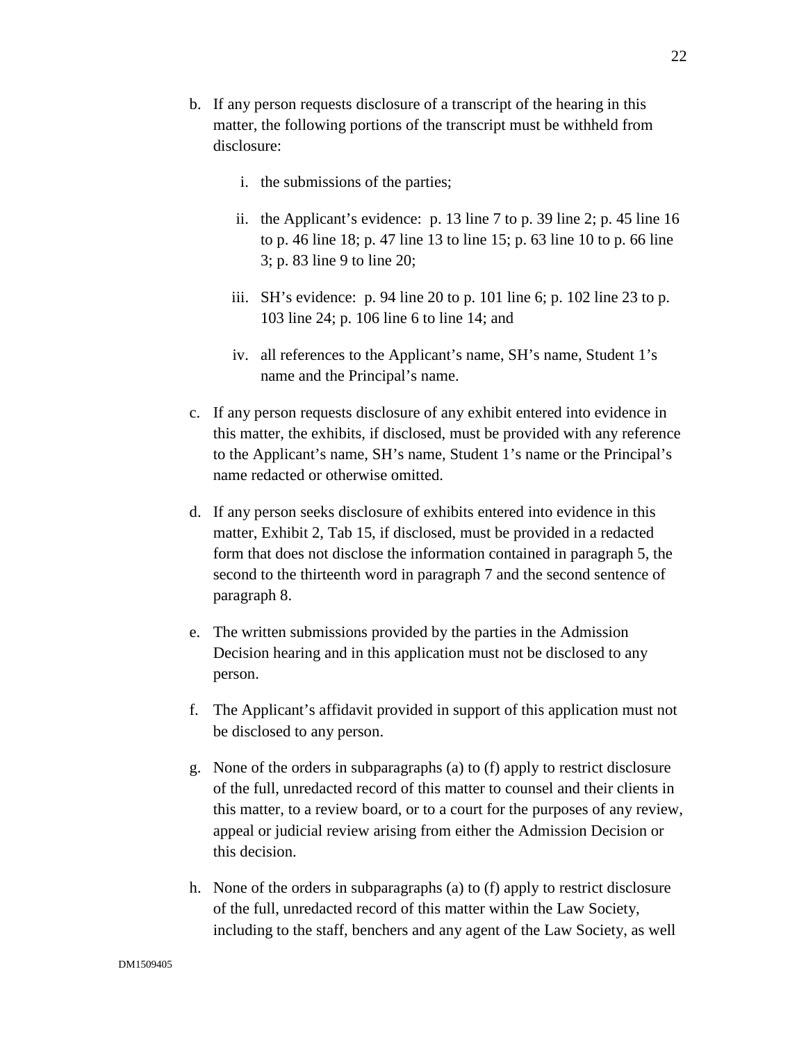b. If any person requests disclosure of a transcript of the hearing in this matter, the following portions of the transcript must be withheld from disclosure:

   i. the submissions of the parties;

   ii. the Applicant's evidence: p. 13 line 7 to p. 39 line 2; p. 45 line 16 to p. 46 line 18; p. 47 line 13 to line 15; p. 63 line 10 to p. 66 line 3; p. 83 line 9 to line 20;

   iii. SH's evidence: p. 94 line 20 to p. 101 line 6; p. 102 line 23 to p. 103 line 24; p. 106 line 6 to line 14; and

   iv. all references to the Applicant's name, SH's name, Student 1's name and the Principal's name.

c. If any person requests disclosure of any exhibit entered into evidence in this matter, the exhibits, if disclosed, must be provided with any reference to the Applicant's name, SH's name, Student 1's name or the Principal's name redacted or otherwise omitted.

d. If any person seeks disclosure of exhibits entered into evidence in this matter, Exhibit 2, Tab 15, if disclosed, must be provided in a redacted form that does not disclose the information contained in paragraph 5, the second to the thirteenth word in paragraph 7 and the second sentence of paragraph 8.

e. The written submissions provided by the parties in the Admission Decision hearing and in this application must not be disclosed to any person.

f. The Applicant's affidavit provided in support of this application must not be disclosed to any person.

g. None of the orders in subparagraphs (a) to (f) apply to restrict disclosure of the full, unredacted record of this matter to counsel and their clients in this matter, to a review board, or to a court for the purposes of any review, appeal or judicial review arising from either the Admission Decision or this decision.

h. None of the orders in subparagraphs (a) to (f) apply to restrict disclosure of the full, unredacted record of this matter within the Law Society, including to the staff, benchers and any agent of the Law Society, as well

DM1509405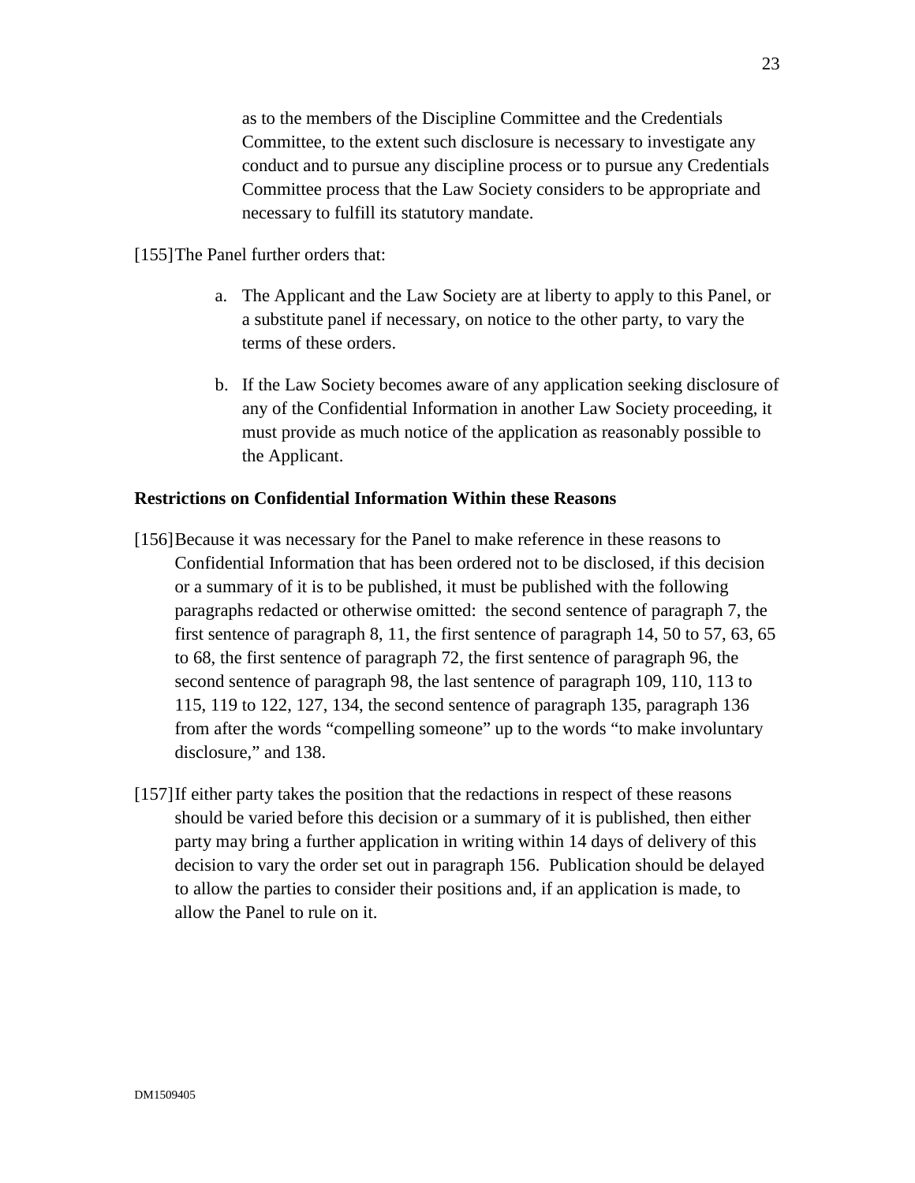as to the members of the Discipline Committee and the Credentials Committee, to the extent such disclosure is necessary to investigate any conduct and to pursue any discipline process or to pursue any Credentials Committee process that the Law Society considers to be appropriate and necessary to fulfill its statutory mandate.

[155] The Panel further orders that:

a. The Applicant and the Law Society are at liberty to apply to this Panel, or a substitute panel if necessary, on notice to the other party, to vary the terms of these orders.

b. If the Law Society becomes aware of any application seeking disclosure of any of the Confidential Information in another Law Society proceeding, it must provide as much notice of the application as reasonably possible to the Applicant.

**Restrictions on Confidential Information Within these Reasons**

[156] Because it was necessary for the Panel to make reference in these reasons to Confidential Information that has been ordered not to be disclosed, if this decision or a summary of it is to be published, it must be published with the following paragraphs redacted or otherwise omitted: the second sentence of paragraph 7, the first sentence of paragraph 8, 11, the first sentence of paragraph 14, 50 to 57, 63, 65 to 68, the first sentence of paragraph 72, the first sentence of paragraph 96, the second sentence of paragraph 98, the last sentence of paragraph 109, 110, 113 to 115, 119 to 122, 127, 134, the second sentence of paragraph 135, paragraph 136 from after the words "compelling someone" up to the words "to make involuntary disclosure," and 138.

[157] If either party takes the position that the redactions in respect of these reasons should be varied before this decision or a summary of it is published, then either party may bring a further application in writing within 14 days of delivery of this decision to vary the order set out in paragraph 156. Publication should be delayed to allow the parties to consider their positions and, if an application is made, to allow the Panel to rule on it.

DM1509405